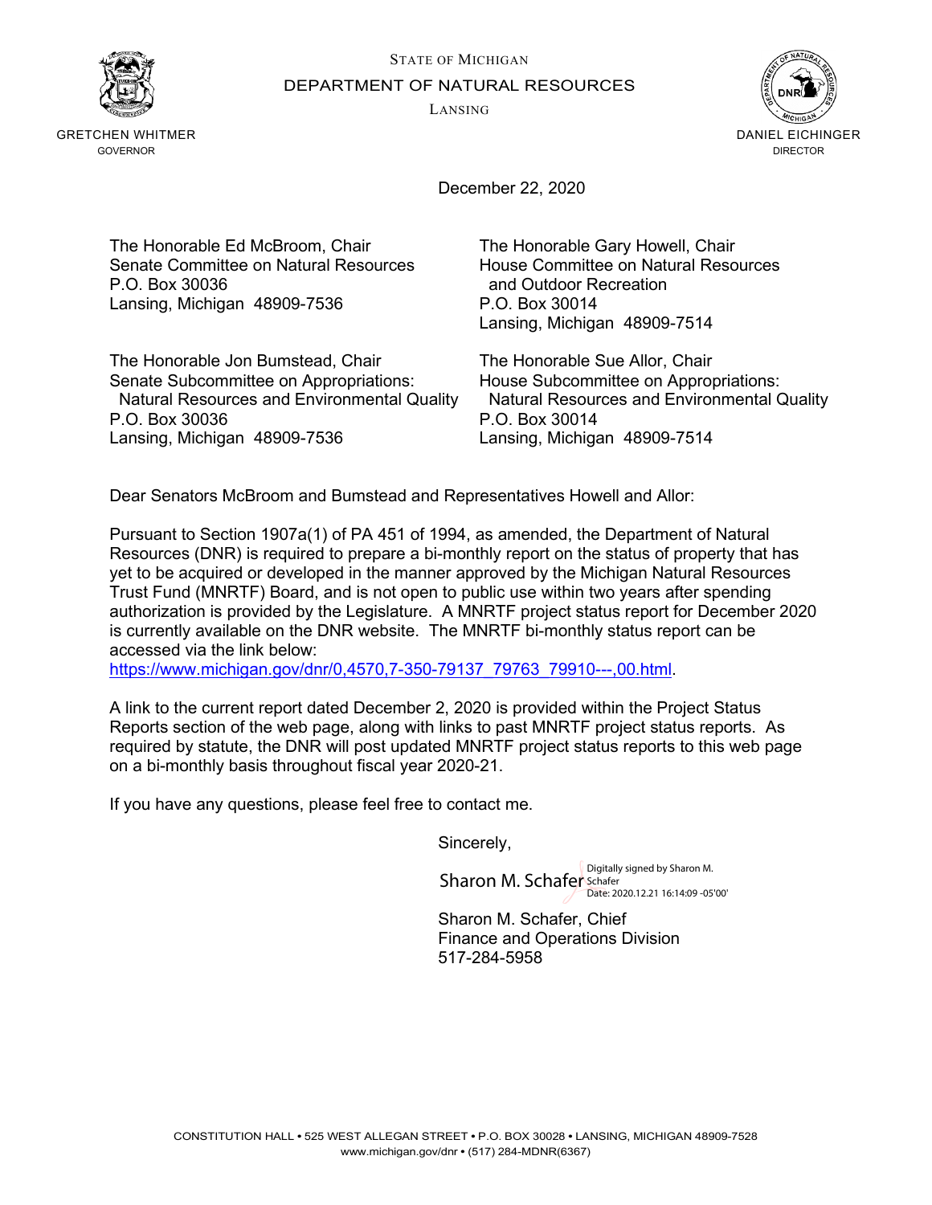STATE OF MICHIGAN

DEPARTMENT OF NATURAL RESOURCES

LANSING

GRETCHEN WHITMER
GOVERNOR

DANIEL EICHINGER
DIRECTOR

December 22, 2020

The Honorable Ed McBroom, Chair
Senate Committee on Natural Resources
P.O. Box 30036
Lansing, Michigan 48909-7536

The Honorable Gary Howell, Chair
House Committee on Natural Resources
and Outdoor Recreation
P.O. Box 30014
Lansing, Michigan 48909-7514

The Honorable Jon Bumstead, Chair
Senate Subcommittee on Appropriations:
Natural Resources and Environmental Quality
P.O. Box 30036
Lansing, Michigan 48909-7536

The Honorable Sue Allor, Chair
House Subcommittee on Appropriations:
Natural Resources and Environmental Quality
P.O. Box 30014
Lansing, Michigan 48909-7514

Dear Senators McBroom and Bumstead and Representatives Howell and Allor:

Pursuant to Section 1907a(1) of PA 451 of 1994, as amended, the Department of Natural Resources (DNR) is required to prepare a bi-monthly report on the status of property that has yet to be acquired or developed in the manner approved by the Michigan Natural Resources Trust Fund (MNRTF) Board, and is not open to public use within two years after spending authorization is provided by the Legislature. A MNRTF project status report for December 2020 is currently available on the DNR website. The MNRTF bi-monthly status report can be accessed via the link below:
https://www.michigan.gov/dnr/0,4570,7-350-79137_79763_79910---,00.html.

A link to the current report dated December 2, 2020 is provided within the Project Status Reports section of the web page, along with links to past MNRTF project status reports. As required by statute, the DNR will post updated MNRTF project status reports to this web page on a bi-monthly basis throughout fiscal year 2020-21.

If you have any questions, please feel free to contact me.

Sincerely,

Sharon M. Schafer
Digitally signed by Sharon M. Schafer
Date: 2020.12.21 16:14:09 -05'00'

Sharon M. Schafer, Chief
Finance and Operations Division
517-284-5958

CONSTITUTION HALL • 525 WEST ALLEGAN STREET • P.O. BOX 30028 • LANSING, MICHIGAN 48909-7528
www.michigan.gov/dnr • (517) 284-MDNR(6367)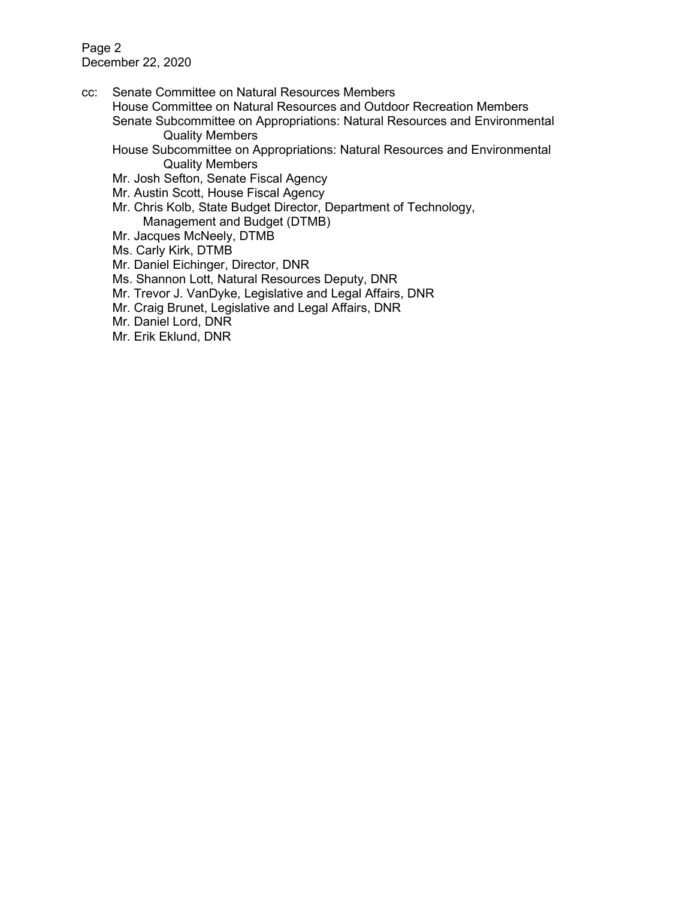cc: Senate Committee on Natural Resources Members
House Committee on Natural Resources and Outdoor Recreation Members
Senate Subcommittee on Appropriations: Natural Resources and Environmental Quality Members
House Subcommittee on Appropriations: Natural Resources and Environmental Quality Members
Mr. Josh Sefton, Senate Fiscal Agency
Mr. Austin Scott, House Fiscal Agency
Mr. Chris Kolb, State Budget Director, Department of Technology, Management and Budget (DTMB)
Mr. Jacques McNeely, DTMB
Ms. Carly Kirk, DTMB
Mr. Daniel Eichinger, Director, DNR
Ms. Shannon Lott, Natural Resources Deputy, DNR
Mr. Trevor J. VanDyke, Legislative and Legal Affairs, DNR
Mr. Craig Brunet, Legislative and Legal Affairs, DNR
Mr. Daniel Lord, DNR
Mr. Erik Eklund, DNR